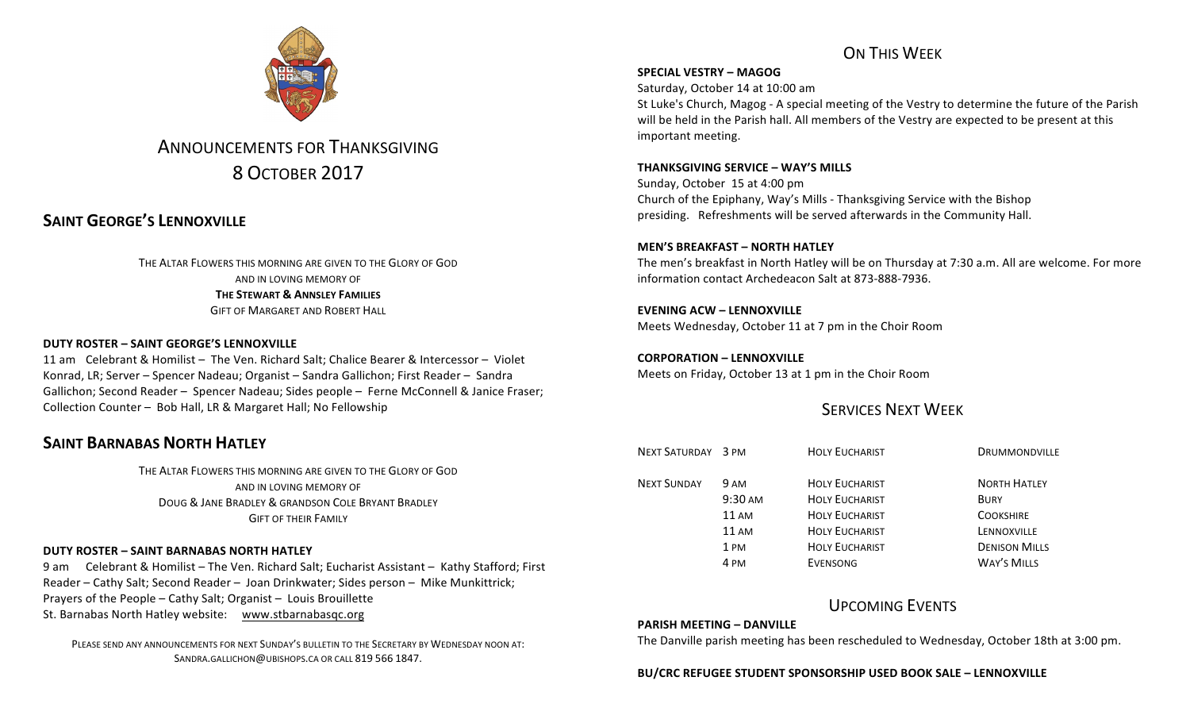# ANNOUNCEMENTS FOR THANKSGIVING 8 OCTOBER 2017

## SAINT GEORGE'S LENNOXVILLE

THE ALTAR FLOWERS THIS MORNING ARE GIVEN TO THE GLORY OF GOD
AND IN LOVING MEMORY OF
**THE STEWART & ANNSLEY FAMILIES**
GIFT OF MARGARET AND ROBERT HALL

**DUTY ROSTER – SAINT GEORGE'S LENNOXVILLE**

11 am Celebrant & Homilist – The Ven. Richard Salt; Chalice Bearer & Intercessor – Violet Konrad, LR; Server – Spencer Nadeau; Organist – Sandra Gallichon; First Reader – Sandra Gallichon; Second Reader – Spencer Nadeau; Sides people – Ferne McConnell & Janice Fraser; Collection Counter – Bob Hall, LR & Margaret Hall; No Fellowship

## SAINT BARNABAS NORTH HATLEY

THE ALTAR FLOWERS THIS MORNING ARE GIVEN TO THE GLORY OF GOD
AND IN LOVING MEMORY OF
DOUG & JANE BRADLEY & GRANDSON COLE BRYANT BRADLEY
GIFT OF THEIR FAMILY

**DUTY ROSTER – SAINT BARNABAS NORTH HATLEY**

9 am Celebrant & Homilist – The Ven. Richard Salt; Eucharist Assistant – Kathy Stafford; First Reader – Cathy Salt; Second Reader – Joan Drinkwater; Sides person – Mike Munkittrick; Prayers of the People – Cathy Salt; Organist – Louis Brouillette
St. Barnabas North Hatley website: www.stbarnabasqc.org

PLEASE SEND ANY ANNOUNCEMENTS FOR NEXT SUNDAY'S BULLETIN TO THE SECRETARY BY WEDNESDAY NOON AT: SANDRA.GALLICHON@UBISHOPS.CA OR CALL 819 566 1847.

## ON THIS WEEK

**SPECIAL VESTRY – MAGOG**
Saturday, October 14 at 10:00 am
St Luke's Church, Magog - A special meeting of the Vestry to determine the future of the Parish will be held in the Parish hall. All members of the Vestry are expected to be present at this important meeting.

**THANKSGIVING SERVICE – WAY'S MILLS**
Sunday, October 15 at 4:00 pm
Church of the Epiphany, Way's Mills - Thanksgiving Service with the Bishop presiding. Refreshments will be served afterwards in the Community Hall.

**MEN'S BREAKFAST – NORTH HATLEY**
The men's breakfast in North Hatley will be on Thursday at 7:30 a.m. All are welcome. For more information contact Archedeacon Salt at 873-888-7936.

**EVENING ACW – LENNOXVILLE**
Meets Wednesday, October 11 at 7 pm in the Choir Room

**CORPORATION – LENNOXVILLE**
Meets on Friday, October 13 at 1 pm in the Choir Room

## SERVICES NEXT WEEK

| | | | |
|---|---|---|---|
| NEXT SATURDAY | 3 PM | HOLY EUCHARIST | DRUMMONDVILLE |
| NEXT SUNDAY | 9 AM | HOLY EUCHARIST | NORTH HATLEY |
| | 9:30 AM | HOLY EUCHARIST | BURY |
| | 11 AM | HOLY EUCHARIST | COOKSHIRE |
| | 11 AM | HOLY EUCHARIST | LENNOXVILLE |
| | 1 PM | HOLY EUCHARIST | DENISON MILLS |
| | 4 PM | EVENSONG | WAY'S MILLS |

## UPCOMING EVENTS

**PARISH MEETING – DANVILLE**
The Danville parish meeting has been rescheduled to Wednesday, October 18th at 3:00 pm.

**BU/CRC REFUGEE STUDENT SPONSORSHIP USED BOOK SALE – LENNOXVILLE**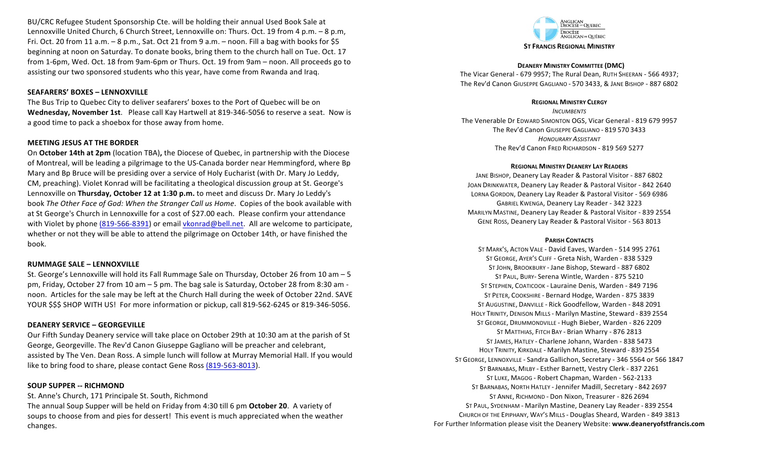BU/CRC Refugee Student Sponsorship Cte. will be holding their annual Used Book Sale at Lennoxville United Church, 6 Church Street, Lennoxville on: Thurs. Oct. 19 from 4 p.m. – 8 p.m, Fri. Oct. 20 from 11 a.m. – 8 p.m., Sat. Oct 21 from 9 a.m. – noon. Fill a bag with books for $5 beginning at noon on Saturday. To donate books, bring them to the church hall on Tue. Oct. 17 from 1-6pm, Wed. Oct. 18 from 9am-6pm or Thurs. Oct. 19 from 9am – noon. All proceeds go to assisting our two sponsored students who this year, have come from Rwanda and Iraq.

### SEAFARERS' BOXES – LENNOXVILLE

The Bus Trip to Quebec City to deliver seafarers' boxes to the Port of Quebec will be on **Wednesday, November 1st**. Please call Kay Hartwell at 819-346-5056 to reserve a seat. Now is a good time to pack a shoebox for those away from home.

### MEETING JESUS AT THE BORDER

On **October 14th at 2pm** (location TBA)**,** the Diocese of Quebec, in partnership with the Diocese of Montreal, will be leading a pilgrimage to the US-Canada border near Hemmingford, where Bp Mary and Bp Bruce will be presiding over a service of Holy Eucharist (with Dr. Mary Jo Leddy, CM, preaching). Violet Konrad will be facilitating a theological discussion group at St. George's Lennoxville on **Thursday, October 12 at 1:30 p.m.** to meet and discuss Dr. Mary Jo Leddy's book *The Other Face of God: When the Stranger Call us Home*. Copies of the book available with at St George's Church in Lennoxville for a cost of $27.00 each. Please confirm your attendance with Violet by phone (819-566-8391) or email vkonrad@bell.net. All are welcome to participate, whether or not they will be able to attend the pilgrimage on October 14th, or have finished the book.

### RUMMAGE SALE – LENNOXVILLE

St. George's Lennoxville will hold its Fall Rummage Sale on Thursday, October 26 from 10 am – 5 pm, Friday, October 27 from 10 am – 5 pm. The bag sale is Saturday, October 28 from 8:30 am - noon. Articles for the sale may be left at the Church Hall during the week of October 22nd. SAVE YOUR $$$ SHOP WITH US! For more information or pickup, call 819-562-6245 or 819-346-5056.

### DEANERY SERVICE – GEORGEVILLE

Our Fifth Sunday Deanery service will take place on October 29th at 10:30 am at the parish of St George, Georgeville. The Rev'd Canon Giuseppe Gagliano will be preacher and celebrant, assisted by The Ven. Dean Ross. A simple lunch will follow at Murray Memorial Hall. If you would like to bring food to share, please contact Gene Ross (819-563-8013).

### SOUP SUPPER -- RICHMOND

St. Anne's Church, 171 Principale St. South, Richmond

The annual Soup Supper will be held on Friday from 4:30 till 6 pm **October 20**. A variety of soups to choose from and pies for dessert! This event is much appreciated when the weather changes.

ANGLICAN DIOCESE OF QUEBEC
DIOCÈSE ANGLICAN DE QUÉBEC

**ST FRANCIS REGIONAL MINISTRY**

**DEANERY MINISTRY COMMITTEE (DMC)**

The Vicar General - 679 9957; The Rural Dean, RUTH SHEERAN - 566 4937;
The Rev'd Canon GIUSEPPE GAGLIANO - 570 3433, & JANE BISHOP - 887 6802

**REGIONAL MINISTRY CLERGY**

*INCUMBENTS*

The Venerable Dr EDWARD SIMONTON OGS, Vicar General - 819 679 9957
The Rev'd Canon GIUSEPPE GAGLIANO - 819 570 3433

*HONOURARY ASSISTANT*

The Rev'd Canon FRED RICHARDSON - 819 569 5277

**REGIONAL MINISTRY DEANERY LAY READERS**

JANE BISHOP, Deanery Lay Reader & Pastoral Visitor - 887 6802
JOAN DRINKWATER, Deanery Lay Reader & Pastoral Visitor - 842 2640
LORNA GORDON, Deanery Lay Reader & Pastoral Visitor - 569 6986
GABRIEL KWENGA, Deanery Lay Reader - 342 3223
MARILYN MASTINE, Deanery Lay Reader & Pastoral Visitor - 839 2554
GENE ROSS, Deanery Lay Reader & Pastoral Visitor - 563 8013

**PARISH CONTACTS**

ST MARK'S, ACTON VALE - David Eaves, Warden - 514 995 2761
ST GEORGE, AYER'S CLIFF - Greta Nish, Warden - 838 5329
ST JOHN, BROOKBURY - Jane Bishop, Steward - 887 6802
ST PAUL, BURY- Serena Wintle, Warden - 875 5210
ST STEPHEN, COATICOOK - Lauraine Denis, Warden - 849 7196
ST PETER, COOKSHIRE - Bernard Hodge, Warden - 875 3839
ST AUGUSTINE, DANVILLE - Rick Goodfellow, Warden - 848 2091
HOLY TRINITY, DENISON MILLS - Marilyn Mastine, Steward - 839 2554
ST GEORGE, DRUMMONDVILLE - Hugh Bieber, Warden - 826 2209
ST MATTHIAS, FITCH BAY - Brian Wharry - 876 2813
ST JAMES, HATLEY - Charlene Johann, Warden - 838 5473
HOLY TRINITY, KIRKDALE - Marilyn Mastine, Steward - 839 2554
ST GEORGE, LENNOXVILLE - Sandra Gallichon, Secretary - 346 5564 or 566 1847
ST BARNABAS, MILBY - Esther Barnett, Vestry Clerk - 837 2261
ST LUKE, MAGOG - Robert Chapman, Warden - 562-2133
ST BARNABAS, NORTH HATLEY - Jennifer Madill, Secretary - 842 2697
ST ANNE, RICHMOND - Don Nixon, Treasurer - 826 2694
ST PAUL, SYDENHAM - Marilyn Mastine, Deanery Lay Reader - 839 2554
CHURCH OF THE EPIPHANY, WAY'S MILLS - Douglas Sheard, Warden - 849 3813

For Further Information please visit the Deanery Website: **www.deaneryofstfrancis.com**